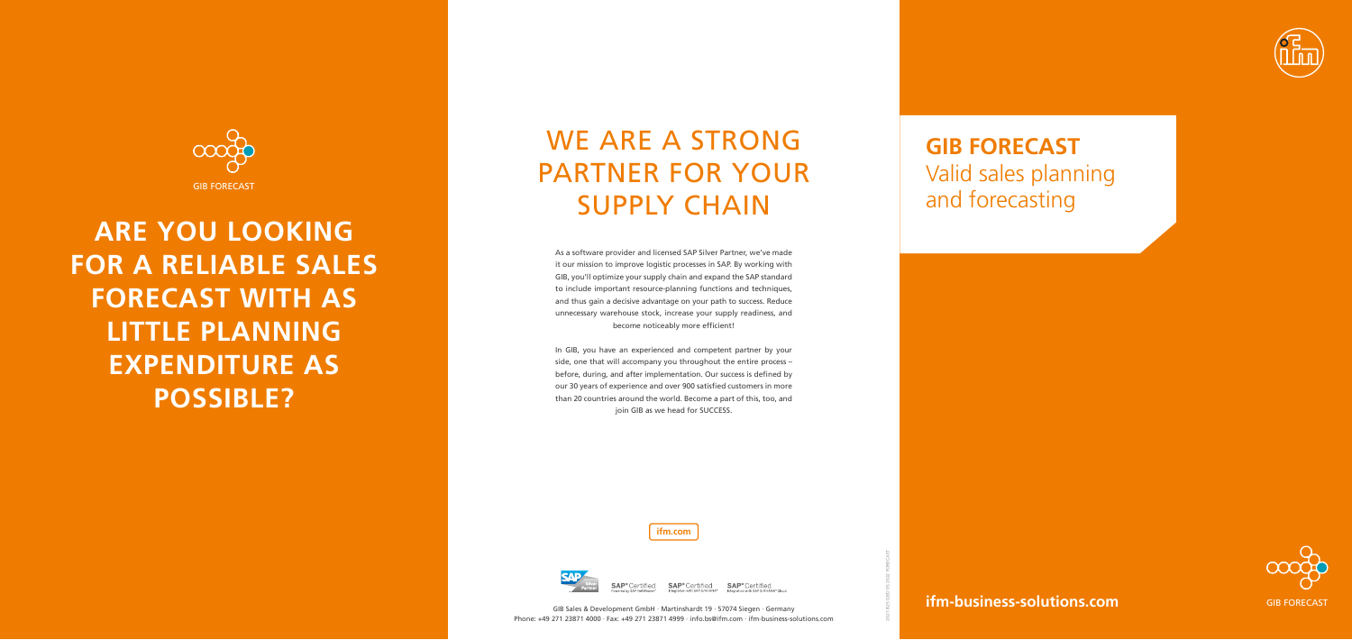GIB FORECAST

# ARE YOU LOOKING FOR A RELIABLE SALES FORECAST WITH AS LITTLE PLANNING EXPENDITURE AS POSSIBLE?

# WE ARE A STRONG PARTNER FOR YOUR SUPPLY CHAIN

As a software provider and licensed SAP Silver Partner, we've made it our mission to improve logistic processes in SAP. By working with GIB, you'll optimize your supply chain and expand the SAP standard to include important resource-planning functions and techniques, and thus gain a decisive advantage on your path to success. Reduce unnecessary warehouse stock, increase your supply readiness, and become noticeably more efficient!

In GIB, you have an experienced and competent partner by your side, one that will accompany you throughout the entire process – before, during, and after implementation. Our success is defined by our 30 years of experience and over 900 satisfied customers in more than 20 countries around the world. Become a part of this, too, and join GIB as we head for SUCCESS.

ifm.com

SAP® Certified Powered by SAP NetWeaver® · SAP® Certified Integration with SAP S/4HANA® · SAP® Certified Integration with SAP S/4HANA® Cloud

GIB Sales & Development GmbH · Martinshardt 19 · 57074 Siegen · Germany
Phone: +49 271 23871 4000 · Fax: +49 271 23871 4999 · info.bs@ifm.com · ifm-business-solutions.com

# GIB FORECAST

## Valid sales planning and forecasting

**ifm-business-solutions.com**

GIB FORECAST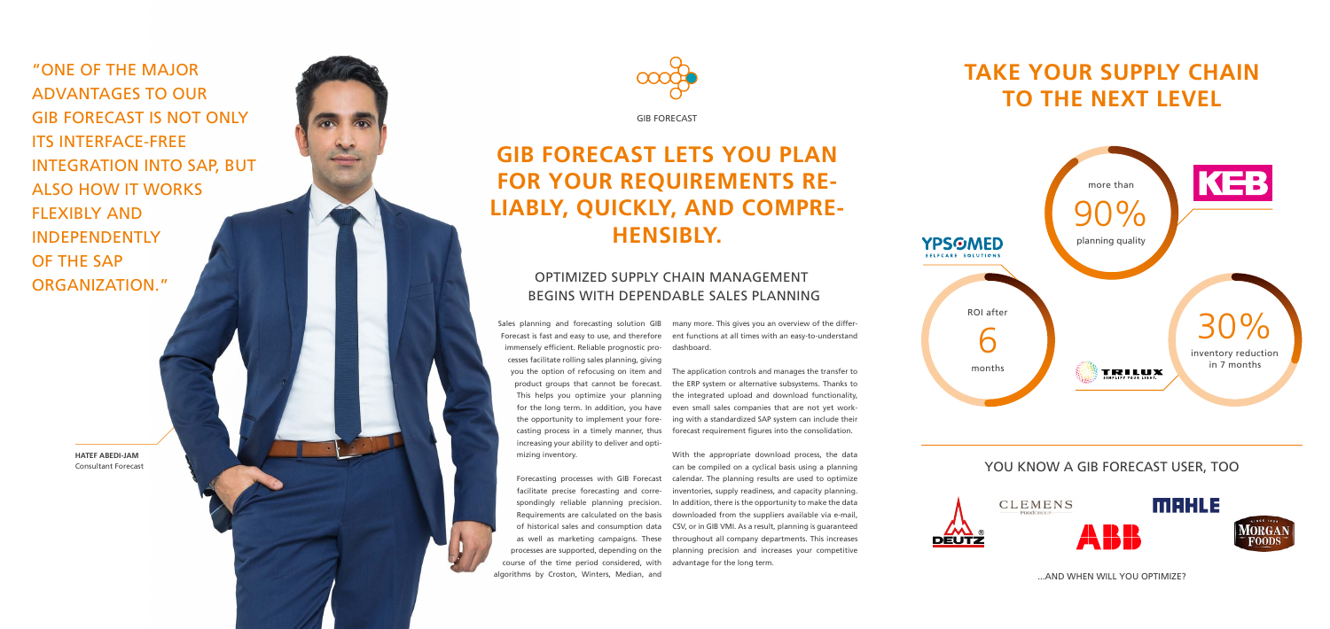"ONE OF THE MAJOR ADVANTAGES TO OUR GIB FORECAST IS NOT ONLY ITS INTERFACE-FREE INTEGRATION INTO SAP, BUT ALSO HOW IT WORKS FLEXIBLY AND INDEPENDENTLY OF THE SAP ORGANIZATION."

**HATEF ABEDI-JAM**
Consultant Forecast

GIB FORECAST

# GIB FORECAST LETS YOU PLAN FOR YOUR REQUIREMENTS RELIABLY, QUICKLY, AND COMPREHENSIBLY.

## OPTIMIZED SUPPLY CHAIN MANAGEMENT BEGINS WITH DEPENDABLE SALES PLANNING

Sales planning and forecasting solution GIB Forecast is fast and easy to use, and therefore immensely efficient. Reliable prognostic processes facilitate rolling sales planning, giving you the option of refocusing on item and product groups that cannot be forecast. This helps you optimize your planning for the long term. In addition, you have the opportunity to implement your forecasting process in a timely manner, thus increasing your ability to deliver and optimizing inventory.

Forecasting processes with GIB Forecast facilitate precise forecasting and correspondingly reliable planning precision. Requirements are calculated on the basis of historical sales and consumption data as well as marketing campaigns. These processes are supported, depending on the course of the time period considered, with algorithms by Croston, Winters, Median, and many more. This gives you an overview of the different functions at all times with an easy-to-understand dashboard.

The application controls and manages the transfer to the ERP system or alternative subsystems. Thanks to the integrated upload and download functionality, even small sales companies that are not yet working with a standardized SAP system can include their forecast requirement figures into the consolidation.

With the appropriate download process, the data can be compiled on a cyclical basis using a planning calendar. The planning results are used to optimize inventories, supply readiness, and capacity planning. In addition, there is the opportunity to make the data downloaded from the suppliers available via e-mail, CSV, or in GIB VMI. As a result, planning is guaranteed throughout all company departments. This increases planning precision and increases your competitive advantage for the long term.

# TAKE YOUR SUPPLY CHAIN TO THE NEXT LEVEL

more than
90%
planning quality

ROI after
6
months

30%
inventory reduction
in 7 months

## YOU KNOW A GIB FORECAST USER, TOO

...AND WHEN WILL YOU OPTIMIZE?